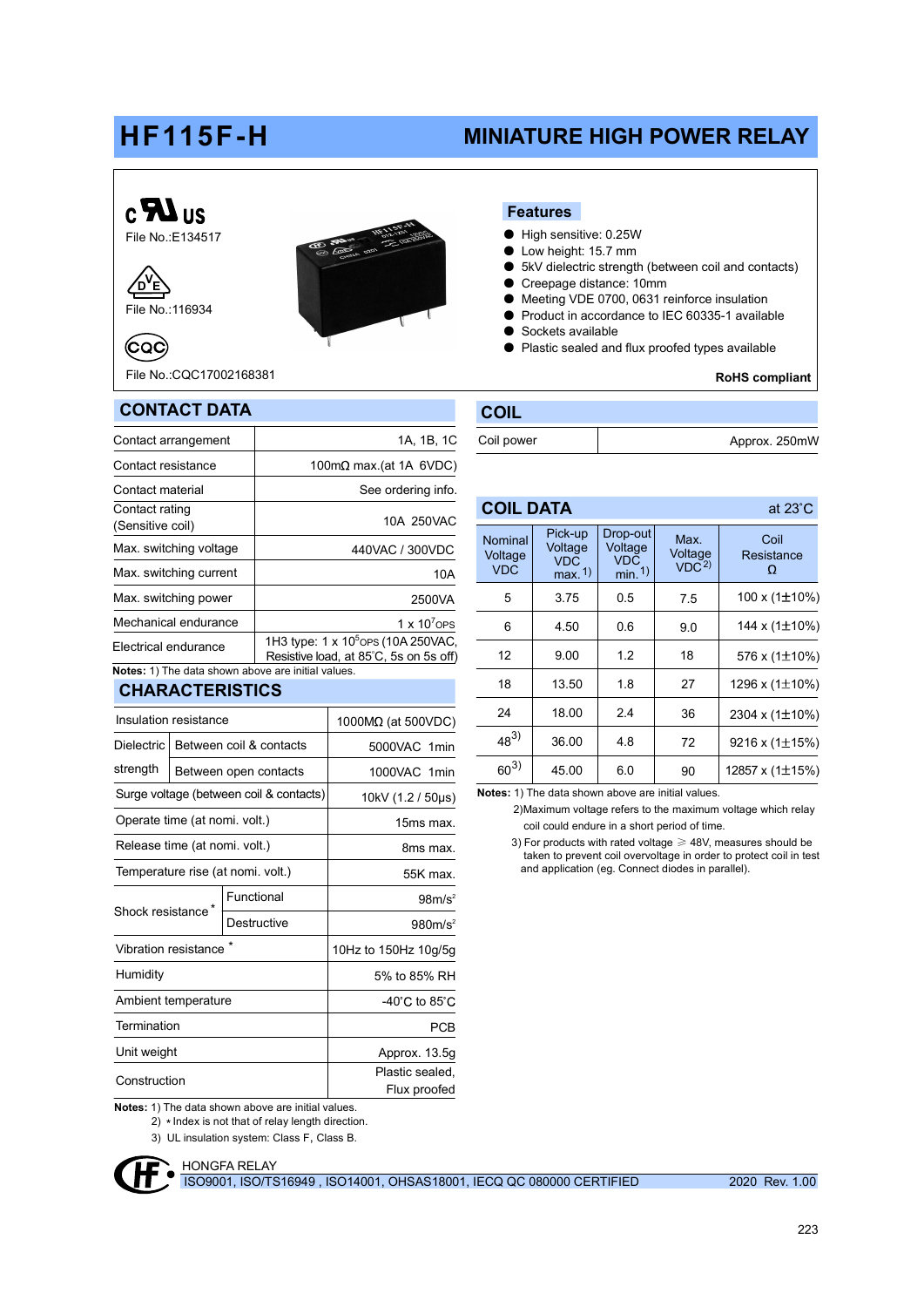# HF115F-H

## MINIATURE HIGH POWER RELAY

File No.:E134517

File No.:116934

File No.:CQC17002168381

### Features

- High sensitive: 0.25W
- Low height: 15.7 mm
- 5kV dielectric strength (between coil and contacts)
- Creepage distance: 10mm
- Meeting VDE 0700, 0631 reinforce insulation
- Product in accordance to IEC 60335-1 available
- Sockets available
- Plastic sealed and flux proofed types available

**RoHS compliant**

## CONTACT DATA

| | |
|---|---|
| Contact arrangement | 1A, 1B, 1C |
| Contact resistance | 100mΩ max.(at 1A 6VDC) |
| Contact material | See ordering info. |
| Contact rating (Sensitive coil) | 10A 250VAC |
| Max. switching voltage | 440VAC / 300VDC |
| Max. switching current | 10A |
| Max. switching power | 2500VA |
| Mechanical endurance | 1 x $10^7$OPS |
| Electrical endurance | 1H3 type: 1 x $10^5$OPS (10A 250VAC, Resistive load, at 85°C, 5s on 5s off) |

**Notes:** 1) The data shown above are initial values.

## CHARACTERISTICS

| | | |
|---|---|---|
| Insulation resistance | | 1000MΩ (at 500VDC) |
| Dielectric strength | Between coil & contacts | 5000VAC 1min |
| | Between open contacts | 1000VAC 1min |
| Surge voltage (between coil & contacts) | | 10kV (1.2 / 50μs) |
| Operate time (at nomi. volt.) | | 15ms max. |
| Release time (at nomi. volt.) | | 8ms max. |
| Temperature rise (at nomi. volt.) | | 55K max. |
| Shock resistance * | Functional | 98m/s² |
| | Destructive | 980m/s² |
| Vibration resistance * | | 10Hz to 150Hz 10g/5g |
| Humidity | | 5% to 85% RH |
| Ambient temperature | | -40°C to 85°C |
| Termination | | PCB |
| Unit weight | | Approx. 13.5g |
| Construction | | Plastic sealed, Flux proofed |

**Notes:** 1) The data shown above are initial values.
2) * Index is not that of relay length direction.
3) UL insulation system: Class F, Class B.

## COIL

| | |
|---|---|
| Coil power | Approx. 250mW |

## COIL DATA

at 23°C

| Nominal Voltage VDC | Pick-up Voltage VDC max. 1) | Drop-out Voltage VDC min. 1) | Max. Voltage VDC 2) | Coil Resistance Ω |
|---|---|---|---|---|
| 5 | 3.75 | 0.5 | 7.5 | 100 x (1±10%) |
| 6 | 4.50 | 0.6 | 9.0 | 144 x (1±10%) |
| 12 | 9.00 | 1.2 | 18 | 576 x (1±10%) |
| 18 | 13.50 | 1.8 | 27 | 1296 x (1±10%) |
| 24 | 18.00 | 2.4 | 36 | 2304 x (1±10%) |
| 48 3) | 36.00 | 4.8 | 72 | 9216 x (1±15%) |
| 60 3) | 45.00 | 6.0 | 90 | 12857 x (1±15%) |

**Notes:** 1) The data shown above are initial values.
2) Maximum voltage refers to the maximum voltage which relay coil could endure in a short period of time.
3) For products with rated voltage ≥ 48V, measures should be taken to prevent coil overvoltage in order to protect coil in test and application (eg. Connect diodes in parallel).

HONGFA RELAY
ISO9001, ISO/TS16949 , ISO14001, OHSAS18001, IECQ QC 080000 CERTIFIED 2020 Rev. 1.00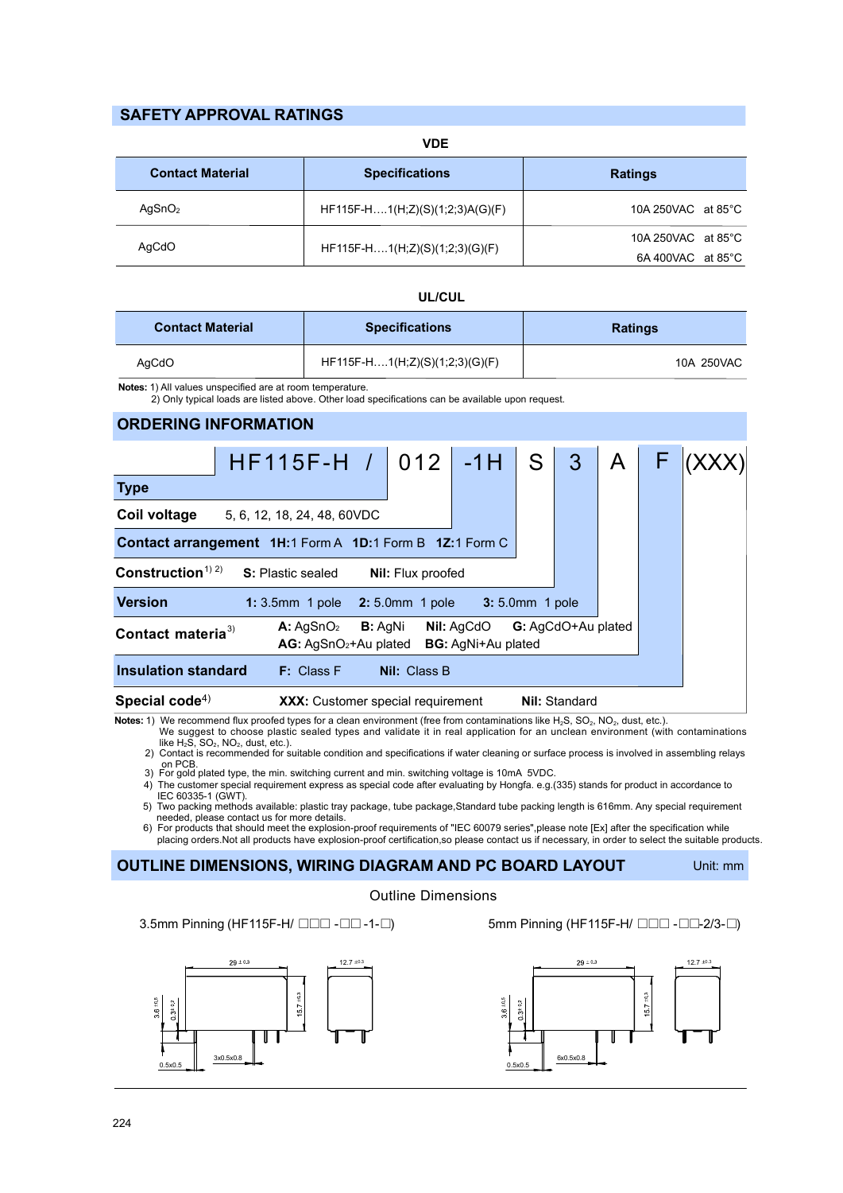## SAFETY APPROVAL RATINGS

**VDE**

| Contact Material | Specifications | Ratings |
|---|---|---|
| $AgSnO_2$ | HF115F-H….1(H;Z)(S)(1;2;3)A(G)(F) | 10A 250VAC at 85°C |
| AgCdO | HF115F-H….1(H;Z)(S)(1;2;3)(G)(F) | 10A 250VAC at 85°C<br>6A 400VAC at 85°C |

**UL/CUL**

| Contact Material | Specifications | Ratings |
|---|---|---|
| AgCdO | HF115F-H….1(H;Z)(S)(1;2;3)(G)(F) | 10A 250VAC |

**Notes:** 1) All values unspecified are at room temperature.
2) Only typical loads are listed above. Other load specifications can be available upon request.

## ORDERING INFORMATION

HF115F-H / 012 -1H S 3 A F (XXX)

| | | |
|---|---|---|
| **Type** | HF115F-H | |
| **Coil voltage** | 5, 6, 12, 18, 24, 48, 60VDC | |
| **Contact arrangement** | **1H:** 1 Form A **1D:** 1 Form B **1Z:** 1 Form C | |
| **Construction**[1) 2)] | **S:** Plastic sealed | **Nil:** Flux proofed |
| **Version** | **1:** 3.5mm 1 pole **2:** 5.0mm 1 pole **3:** 5.0mm 1 pole | |
| **Contact materia**[3)] | **A:** $AgSnO_2$ **B:** AgNi **Nil:** AgCdO **G:** AgCdO+Au plated<br>**AG:** $AgSnO_2$+Au plated **BG:** AgNi+Au plated | |
| **Insulation standard** | **F:** Class F | **Nil:** Class B |
| **Special code**[4)] | **XXX:** Customer special requirement | **Nil:** Standard |

**Notes:** 1) We recommend flux proofed types for a clean environment (free from contaminations like $H_2S$, $SO_2$, $NO_2$, dust, etc.).
We suggest to choose plastic sealed types and validate it in real application for an unclean environment (with contaminations like $H_2S$, $SO_2$, $NO_2$, dust, etc.).
2) Contact is recommended for suitable condition and specifications if water cleaning or surface process is involved in assembling relays on PCB.
3) For gold plated type, the min. switching current and min. switching voltage is 10mA 5VDC.
4) The customer special requirement express as special code after evaluating by Hongfa. e.g.(335) stands for product in accordance to IEC 60335-1 (GWT).
5) Two packing methods available: plastic tray package, tube package,Standard tube packing length is 616mm. Any special requirement needed, please contact us for more details.
6) For products that should meet the explosion-proof requirements of "IEC 60079 series",please note [Ex] after the specification while placing orders.Not all products have explosion-proof certification,so please contact us if necessary, in order to select the suitable products.

## OUTLINE DIMENSIONS, WIRING DIAGRAM AND PC BOARD LAYOUT

Unit: mm

Outline Dimensions

3.5mm Pinning (HF115F-H/ □□□ -□□ -1-□)

5mm Pinning (HF115F-H/ □□□ -□□-2/3-□)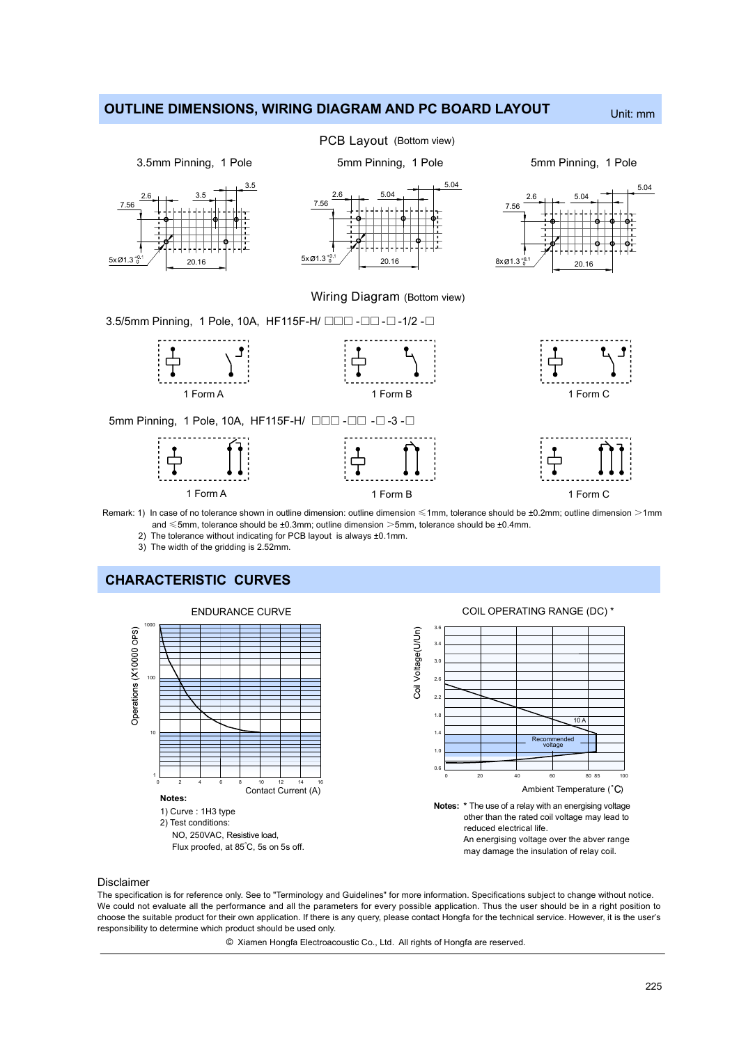## OUTLINE DIMENSIONS, WIRING DIAGRAM AND PC BOARD LAYOUT

Unit: mm

PCB Layout (Bottom view)

3.5mm Pinning, 1 Pole

2.6
3.5
3.5
7.56
5xØ1.3 $^{+0.1}_{0}$
20.16

5mm Pinning, 1 Pole

2.6
5.04
5.04
7.56
5xØ1.3 $^{+0.1}_{0}$
20.16

5mm Pinning, 1 Pole

2.6
5.04
5.04
7.56
8xØ1.3 $^{+0.1}_{0}$
20.16

Wiring Diagram (Bottom view)

3.5/5mm Pinning, 1 Pole, 10A, HF115F-H/ □□□ -□□ -□ -1/2 -□

1 Form A

1 Form B

1 Form C

5mm Pinning, 1 Pole, 10A, HF115F-H/ □□□ -□□ -□ -3 -□

1 Form A

1 Form B

1 Form C

Remark: 1) In case of no tolerance shown in outline dimension: outline dimension ≤1mm, tolerance should be ±0.2mm; outline dimension >1mm and ≤5mm, tolerance should be ±0.3mm; outline dimension >5mm, tolerance should be ±0.4mm.

2) The tolerance without indicating for PCB layout is always ±0.1mm.

3) The width of the gridding is 2.52mm.

## CHARACTERISTIC CURVES

ENDURANCE CURVE

Operations (X10000 OPS)

1000
100
10
1

0 2 4 6 8 10 12 14 16

Contact Current (A)

**Notes:**

1) Curve : 1H3 type

2) Test conditions:

NO, 250VAC, Resistive load,

Flux proofed, at 85˚C, 5s on 5s off.

COIL OPERATING RANGE (DC) *

Coil Voltage(U/Un)

3.6
3.4
3.0
2.6
2.2
1.8
1.4
1.0
0.6

10 A

Recommended voltage

0 20 40 60 80 85 100

Ambient Temperature (˚C)

**Notes:** * The use of a relay with an energising voltage other than the rated coil voltage may lead to reduced electrical life.

An energising voltage over the abver range may damage the insulation of relay coil.

Disclaimer

The specification is for reference only. See to "Terminology and Guidelines" for more information. Specifications subject to change without notice. We could not evaluate all the performance and all the parameters for every possible application. Thus the user should be in a right position to choose the suitable product for their own application. If there is any query, please contact Hongfa for the technical service. However, it is the user's responsibility to determine which product should be used only.

© Xiamen Hongfa Electroacoustic Co., Ltd. All rights of Hongfa are reserved.